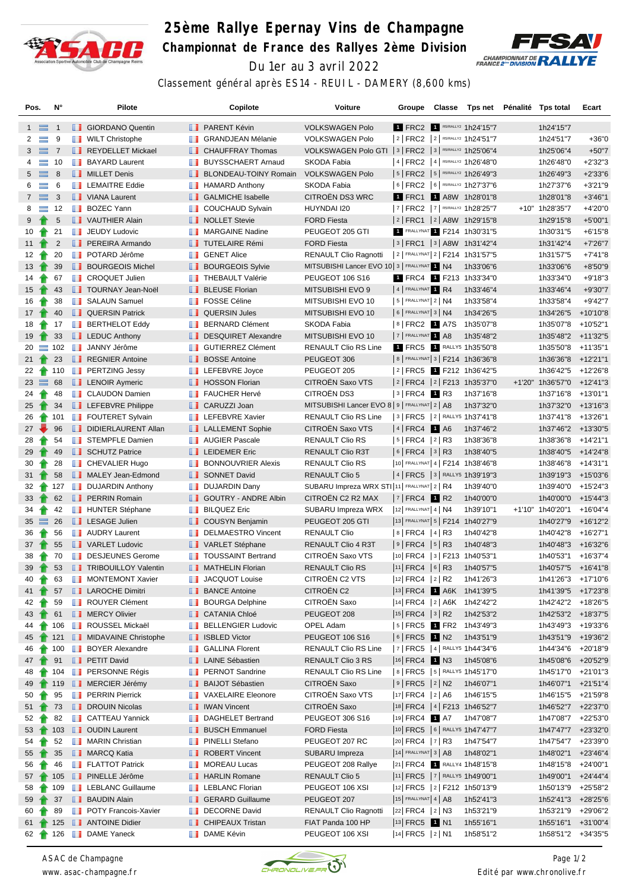# 25ème Rallye Epernay Vins de Champagne

## Championnat de France des Rallyes 2ème Division

Du 1er au 3 avril 2022

Classement général après ES14 - REUIL - DAMERY (8,600 kms)

| Pos. | N° | Pilote | Copilote | Voiture | Groupe | Classe | Tps net | Pénalité | Tps total | Ecart |
|---|---|---|---|---|---|---|---|---|---|---|
| 1 | 1 | GIORDANO Quentin | PARENT Kévin | VOLKSWAGEN Polo | 1 FRC2 | 1 R5/RALLY2 | 1h24'15"7 | | 1h24'15"7 | |
| 2 | 9 | WILT Christophe | GRANDJEAN Mélanie | VOLKSWAGEN Polo | 2 FRC2 | 2 R5/RALLY2 | 1h24'51"7 | | 1h24'51"7 | +36"0 |
| 3 | 7 | REYDELLET Mickael | CHAUFFRAY Thomas | VOLKSWAGEN Polo GTI | 3 FRC2 | 3 R5/RALLY2 | 1h25'06"4 | | 1h25'06"4 | +50"7 |
| 4 | 10 | BAYARD Laurent | BUYSSCHAERT Arnaud | SKODA Fabia | 4 FRC2 | 4 R5/RALLY2 | 1h26'48"0 | | 1h26'48"0 | +2'32"3 |
| 5 | 8 | MILLET Denis | BLONDEAU-TOINY Romain | VOLKSWAGEN Polo | 5 FRC2 | 5 R5/RALLY2 | 1h26'49"3 | | 1h26'49"3 | +2'33"6 |
| 6 | 6 | LEMAITRE Eddie | HAMARD Anthony | SKODA Fabia | 6 FRC2 | 6 R5/RALLY2 | 1h27'37"6 | | 1h27'37"6 | +3'21"9 |
| 7 | 3 | VIANA Laurent | GALMICHE Isabelle | CITROËN DS3 WRC | 1 FRC1 | 1 A8W | 1h28'01"8 | | 1h28'01"8 | +3'46"1 |
| 8 | 12 | BOZEC Yann | COUCHAUD Sylvain | HUYNDAI I20 | 7 FRC2 | 7 R5/RALLY2 | 1h28'25"7 | +10" | 1h28'35"7 | +4'20"0 |
| 9 | 5 | VAUTHIER Alain | NOLLET Stevie | FORD Fiesta | 2 FRC1 | 2 A8W | 1h29'15"8 | | 1h29'15"8 | +5'00"1 |
| 10 | 21 | JEUDY Ludovic | MARGAINE Nadine | PEUGEOT 205 GTI | 1 FRALLYNAT | 1 F214 | 1h30'31"5 | | 1h30'31"5 | +6'15"8 |
| 11 | 2 | PEREIRA Armando | TUTELAIRE Rémi | FORD Fiesta | 3 FRC1 | 3 A8W | 1h31'42"4 | | 1h31'42"4 | +7'26"7 |
| 12 | 20 | POTARD Jérôme | GENET Alice | RENAULT Clio Ragnotti | 2 FRALLYNAT | 2 F214 | 1h31'57"5 | | 1h31'57"5 | +7'41"8 |
| 13 | 39 | BOURGEOIS Michel | BOURGEOIS Sylvie | MITSUBISHI Lancer EVO 10 | 3 FRALLYNAT | 1 N4 | 1h33'06"6 | | 1h33'06"6 | +8'50"9 |
| 14 | 67 | CROQUET Julien | THEBAULT Valérie | PEUGEOT 106 S16 | 1 FRC4 | 1 F213 | 1h33'34"0 | | 1h33'34"0 | +9'18"3 |
| 15 | 43 | TOURNAY Jean-Noël | BLEUSE Florian | MITSUBISHI EVO 9 | 4 FRALLYNAT | 1 R4 | 1h33'46"4 | | 1h33'46"4 | +9'30"7 |
| 16 | 38 | SALAUN Samuel | FOSSE Céline | MITSUBISHI EVO 10 | 5 FRALLYNAT | 2 N4 | 1h33'58"4 | | 1h33'58"4 | +9'42"7 |
| 17 | 40 | QUERSIN Patrick | QUERSIN Jules | MITSUBISHI EVO 10 | 6 FRALLYNAT | 3 N4 | 1h34'26"5 | | 1h34'26"5 | +10'10"8 |
| 18 | 17 | BERTHELOT Eddy | BERNARD Clément | SKODA Fabia | 8 FRC2 | 1 A7S | 1h35'07"8 | | 1h35'07"8 | +10'52"1 |
| 19 | 33 | LEDUC Anthony | DESQUIRET Alexandre | MITSUBISHI EVO 10 | 7 FRALLYNAT | 1 A8 | 1h35'48"2 | | 1h35'48"2 | +11'32"5 |
| 20 | 102 | JANNY Jérôme | GUTIERREZ Clément | RENAULT Clio RS Line | 1 FRC5 | 1 RALLY5 | 1h35'50"8 | | 1h35'50"8 | +11'35"1 |
| 21 | 23 | REGNIER Antoine | BOSSE Antoine | PEUGEOT 306 | 8 FRALLYNAT | 3 F214 | 1h36'36"8 | | 1h36'36"8 | +12'21"1 |
| 22 | 110 | PERTZING Jessy | LEFEBVRE Joyce | PEUGEOT 205 | 2 FRC5 | 1 F212 | 1h36'42"5 | | 1h36'42"5 | +12'26"8 |
| 23 | 68 | LENOIR Aymeric | HOSSON Florian | CITROËN Saxo VTS | 2 FRC4 | 2 F213 | 1h35'37"0 | +1'20" | 1h36'57"0 | +12'41"3 |
| 24 | 48 | CLAUDON Damien | FAUCHER Hervé | CITROËN DS3 | 3 FRC4 | 1 R3 | 1h37'16"8 | | 1h37'16"8 | +13'01"1 |
| 25 | 34 | LEFEBVRE Philippe | CARUZZI Joan | MITSUBISHI Lancer EVO 8 | 9 FRALLYNAT | 2 A8 | 1h37'32"0 | | 1h37'32"0 | +13'16"3 |
| 26 | 101 | FOUTERET Sylvain | LEFEBVRE Xavier | RENAULT Clio RS Line | 3 FRC5 | 2 RALLY5 | 1h37'41"8 | | 1h37'41"8 | +13'26"1 |
| 27 | 96 | DIDIERLAURENT Allan | LALLEMENT Sophie | CITROËN Saxo VTS | 4 FRC4 | 1 A6 | 1h37'46"2 | | 1h37'46"2 | +13'30"5 |
| 28 | 54 | STEMPFLE Damien | AUGIER Pascale | RENAULT Clio RS | 5 FRC4 | 2 R3 | 1h38'36"8 | | 1h38'36"8 | +14'21"1 |
| 29 | 49 | SCHUTZ Patrice | LEIDEMER Eric | RENAULT Clio R3T | 6 FRC4 | 3 R3 | 1h38'40"5 | | 1h38'40"5 | +14'24"8 |
| 30 | 28 | CHEVALIER Hugo | BONNOUVRIER Alexis | RENAULT Clio RS | 10 FRALLYNAT | 4 F214 | 1h38'46"8 | | 1h38'46"8 | +14'31"1 |
| 31 | 58 | MALEY Jean-Edmond | SONNET David | RENAULT Clio 5 | 4 FRC5 | 3 RALLY5 | 1h39'19"3 | | 1h39'19"3 | +15'03"6 |
| 32 | 127 | DUJARDIN Anthony | DUJARDIN Dany | SUBARU Impreza WRX STI | 11 FRALLYNAT | 2 R4 | 1h39'40"0 | | 1h39'40"0 | +15'24"3 |
| 33 | 62 | PERRIN Romain | GOUTRY - ANDRE Albin | CITROËN C2 R2 MAX | 7 FRC4 | 1 R2 | 1h40'00"0 | | 1h40'00"0 | +15'44"3 |
| 34 | 42 | HUNTER Stéphane | BILQUEZ Eric | SUBARU Impreza WRX | 12 FRALLYNAT | 4 N4 | 1h39'10"1 | +1'10" | 1h40'20"1 | +16'04"4 |
| 35 | 26 | LESAGE Julien | COUSYN Benjamin | PEUGEOT 205 GTI | 13 FRALLYNAT | 5 F214 | 1h40'27"9 | | 1h40'27"9 | +16'12"2 |
| 36 | 56 | AUDRY Laurent | DELMAESTRO Vincent | RENAULT Clio | 8 FRC4 | 4 R3 | 1h40'42"8 | | 1h40'42"8 | +16'27"1 |
| 37 | 55 | VARLET Ludovic | VARLET Stéphane | RENAULT Clio 4 R3T | 9 FRC4 | 5 R3 | 1h40'48"3 | | 1h40'48"3 | +16'32"6 |
| 38 | 70 | DESJEUNES Gerome | TOUSSAINT Bertrand | CITROËN Saxo VTS | 10 FRC4 | 3 F213 | 1h40'53"1 | | 1h40'53"1 | +16'37"4 |
| 39 | 53 | TRIBOUILLOY Valentin | MATHELIN Florian | RENAULT Clio RS | 11 FRC4 | 6 R3 | 1h40'57"5 | | 1h40'57"5 | +16'41"8 |
| 40 | 63 | MONTEMONT Xavier | JACQUOT Louise | CITROËN C2 VTS | 12 FRC4 | 2 R2 | 1h41'26"3 | | 1h41'26"3 | +17'10"6 |
| 41 | 57 | LAROCHE Dimitri | BANCE Antoine | CITROËN C2 | 13 FRC4 | 1 A6K | 1h41'39"5 | | 1h41'39"5 | +17'23"8 |
| 42 | 59 | ROUYER Clément | BOURGA Delphine | CITROËN Saxo | 14 FRC4 | 2 A6K | 1h42'42"2 | | 1h42'42"2 | +18'26"5 |
| 43 | 61 | MERCY Olivier | CATANIA Chloé | PEUGEOT 208 | 15 FRC4 | 3 R2 | 1h42'53"2 | | 1h42'53"2 | +18'37"5 |
| 44 | 106 | ROUSSEL Mickaël | BELLENGIER Ludovic | OPEL Adam | 5 FRC5 | 1 FR2 | 1h43'49"3 | | 1h43'49"3 | +19'33"6 |
| 45 | 121 | MIDAVAINE Christophe | ISBLED Victor | PEUGEOT 106 S16 | 6 FRC5 | 1 N2 | 1h43'51"9 | | 1h43'51"9 | +19'36"2 |
| 46 | 100 | BOYER Alexandre | GALLINA Florent | RENAULT Clio RS Line | 7 FRC5 | 4 RALLY5 | 1h44'34"6 | | 1h44'34"6 | +20'18"9 |
| 47 | 91 | PETIT David | LAINE Sébastien | RENAULT Clio 3 RS | 16 FRC4 | 1 N3 | 1h45'08"6 | | 1h45'08"6 | +20'52"9 |
| 48 | 104 | PERSONNE Régis | PERNOT Sandrine | RENAULT Clio RS Line | 8 FRC5 | 5 RALLY5 | 1h45'17"0 | | 1h45'17"0 | +21'01"3 |
| 49 | 119 | MERCIER Jérémy | BAIJOT Sébastien | CITROËN Saxo | 9 FRC5 | 2 N2 | 1h46'07"1 | | 1h46'07"1 | +21'51"4 |
| 50 | 95 | PERRIN Pierrick | VAXELAIRE Eleonore | CITROËN Saxo VTS | 17 FRC4 | 2 A6 | 1h46'15"5 | | 1h46'15"5 | +21'59"8 |
| 51 | 73 | DROUIN Nicolas | IWAN Vincent | CITROËN Saxo | 18 FRC4 | 4 F213 | 1h46'52"7 | | 1h46'52"7 | +22'37"0 |
| 52 | 82 | CATTEAU Yannick | DAGHELET Bertrand | PEUGEOT 306 S16 | 19 FRC4 | 1 A7 | 1h47'08"7 | | 1h47'08"7 | +22'53"0 |
| 53 | 103 | OUDIN Laurent | BUSCH Emmanuel | FORD Fiesta | 10 FRC5 | 6 RALLY5 | 1h47'47"7 | | 1h47'47"7 | +23'32"0 |
| 54 | 52 | MARIN Christian | PINELLI Stefano | PEUGEOT 207 RC | 20 FRC4 | 7 R3 | 1h47'54"7 | | 1h47'54"7 | +23'39"0 |
| 55 | 35 | MARCQ Katia | ROBERT Vincent | SUBARU Impreza | 14 FRALLYNAT | 3 A8 | 1h48'02"1 | | 1h48'02"1 | +23'46"4 |
| 56 | 46 | FLATTOT Patrick | MOREAU Lucas | PEUGEOT 208 Rallye | 21 FRC4 | 1 RALLY4 | 1h48'15"8 | | 1h48'15"8 | +24'00"1 |
| 57 | 105 | PINELLE Jérôme | HARLIN Romane | RENAULT Clio 5 | 11 FRC5 | 7 RALLY5 | 1h49'00"1 | | 1h49'00"1 | +24'44"4 |
| 58 | 109 | LEBLANC Guillaume | LEBLANC Florian | PEUGEOT 106 XSI | 12 FRC5 | 2 F212 | 1h50'13"9 | | 1h50'13"9 | +25'58"2 |
| 59 | 37 | BAUDIN Alain | GERARD Guillaume | PEUGEOT 207 | 15 FRALLYNAT | 4 A8 | 1h52'41"3 | | 1h52'41"3 | +28'25"6 |
| 60 | 89 | POTY Francois-Xavier | DECORNE David | RENAULT Clio Ragnotti | 22 FRC4 | 2 N3 | 1h53'21"9 | | 1h53'21"9 | +29'06"2 |
| 61 | 125 | ANTOINE Didier | CHIPEAUX Tristan | FIAT Panda 100 HP | 13 FRC5 | 1 N1 | 1h55'16"1 | | 1h55'16"1 | +31'00"4 |
| 62 | 126 | DAME Yaneck | DAME Kévin | PEUGEOT 106 XSI | 14 FRC5 | 2 N1 | 1h58'51"2 | | 1h58'51"2 | +34'35"5 |

ASAC de Champagne
www.asac-champagne.fr

Edité par www.chronolive.fr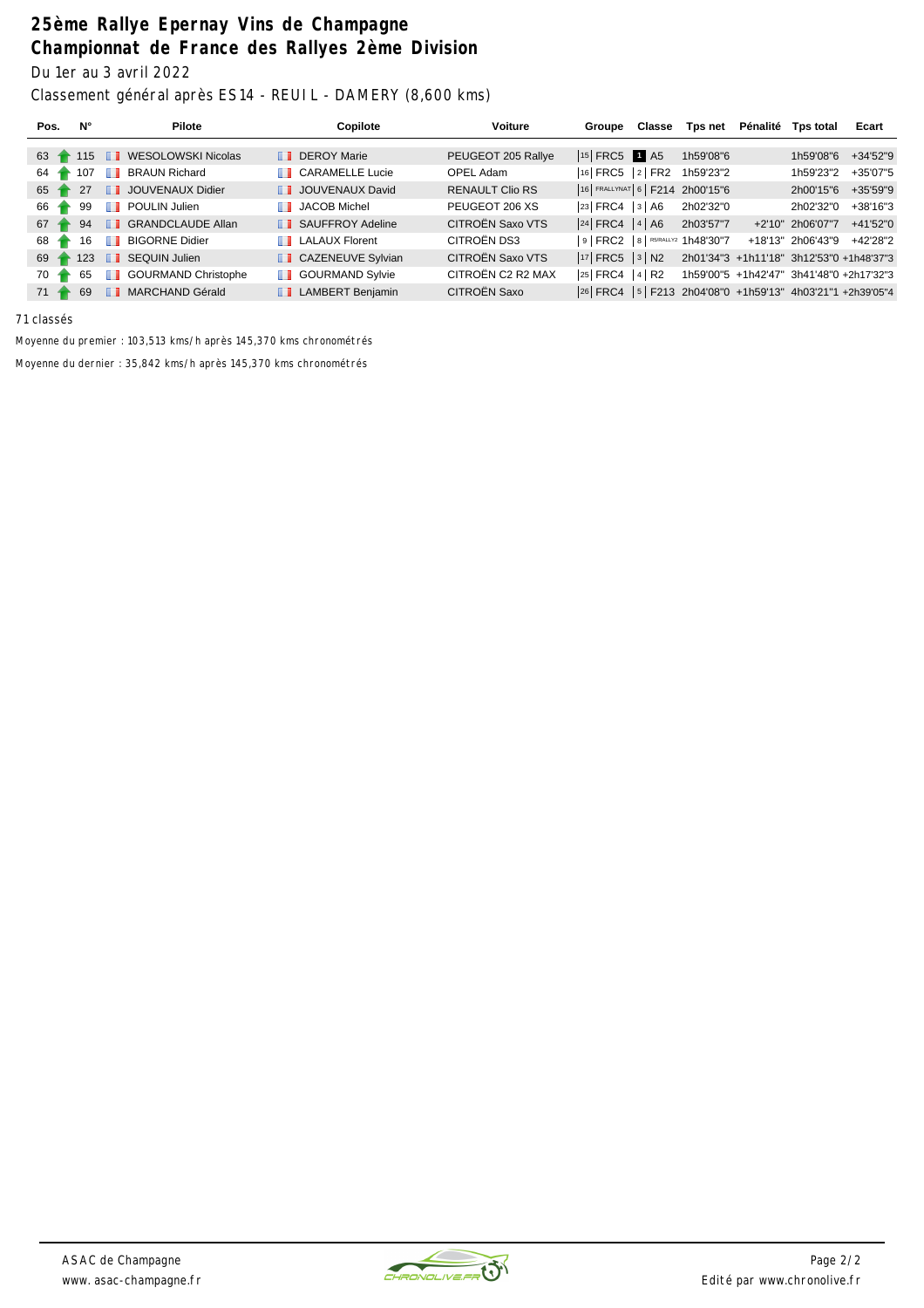# 25ème Rallye Epernay Vins de Champagne
# Championnat de France des Rallyes 2ème Division

Du 1er au 3 avril 2022

Classement général après ES14 - REUIL - DAMERY (8,600 kms)

| Pos. | N° | Pilote | Copilote | Voiture | Groupe | Classe | Tps net | Pénalité | Tps total | Ecart |
|---|---|---|---|---|---|---|---|---|---|---|
| 63 | 115 | WESOLOWSKI Nicolas | DEROY Marie | PEUGEOT 205 Rallye | 15 FRC5 | 1 A5 | 1h59'08"6 | | 1h59'08"6 | +34'52"9 |
| 64 | 107 | BRAUN Richard | CARAMELLE Lucie | OPEL Adam | 16 FRC5 | 2 FR2 | 1h59'23"2 | | 1h59'23"2 | +35'07"5 |
| 65 | 27 | JOUVENAUX Didier | JOUVENAUX David | RENAULT Clio RS | 16 FRALLYNAT | 6 F214 | 2h00'15"6 | | 2h00'15"6 | +35'59"9 |
| 66 | 99 | POULIN Julien | JACOB Michel | PEUGEOT 206 XS | 23 FRC4 | 3 A6 | 2h02'32"0 | | 2h02'32"0 | +38'16"3 |
| 67 | 94 | GRANDCLAUDE Allan | SAUFFROY Adeline | CITROËN Saxo VTS | 24 FRC4 | 4 A6 | 2h03'57"7 | +2'10" | 2h06'07"7 | +41'52"0 |
| 68 | 16 | BIGORNE Didier | LALAUX Florent | CITROËN DS3 | 9 FRC2 | 8 R5/RALLY2 | 1h48'30"7 | +18'13" | 2h06'43"9 | +42'28"2 |
| 69 | 123 | SEQUIN Julien | CAZENEUVE Sylvian | CITROËN Saxo VTS | 17 FRC5 | 3 N2 | 2h01'34"3 | +1h11'18" | 3h12'53"0 | +1h48'37"3 |
| 70 | 65 | GOURMAND Christophe | GOURMAND Sylvie | CITROËN C2 R2 MAX | 25 FRC4 | 4 R2 | 1h59'00"5 | +1h42'47" | 3h41'48"0 | +2h17'32"3 |
| 71 | 69 | MARCHAND Gérald | LAMBERT Benjamin | CITROËN Saxo | 26 FRC4 | 5 F213 | 2h04'08"0 | +1h59'13" | 4h03'21"1 | +2h39'05"4 |

71 classés

Moyenne du premier : 103,513 kms/h après 145,370 kms chronométrés

Moyenne du dernier : 35,842 kms/h après 145,370 kms chronométrés

ASAC de Champagne
www.asac-champagne.fr

Edité par www.chronolive.fr